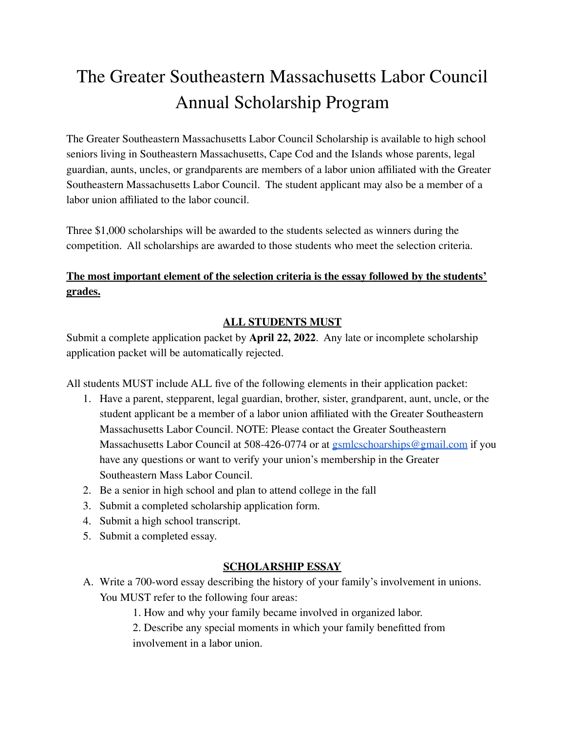# The Greater Southeastern Massachusetts Labor Council Annual Scholarship Program

The Greater Southeastern Massachusetts Labor Council Scholarship is available to high school seniors living in Southeastern Massachusetts, Cape Cod and the Islands whose parents, legal guardian, aunts, uncles, or grandparents are members of a labor union affiliated with the Greater Southeastern Massachusetts Labor Council. The student applicant may also be a member of a labor union affiliated to the labor council.

Three $1,000 scholarships will be awarded to the students selected as winners during the competition. All scholarships are awarded to those students who meet the selection criteria.

**<u>The most important element of the selection criteria is the essay followed by the students' grades.</u>**

## <u>ALL STUDENTS MUST</u>

Submit a complete application packet by **April 22, 2022**. Any late or incomplete scholarship application packet will be automatically rejected.

All students MUST include ALL five of the following elements in their application packet:

1. Have a parent, stepparent, legal guardian, brother, sister, grandparent, aunt, uncle, or the student applicant be a member of a labor union affiliated with the Greater Southeastern Massachusetts Labor Council. NOTE: Please contact the Greater Southeastern Massachusetts Labor Council at 508-426-0774 or at [gsmlcschoarships@gmail.com](mailto:gsmlcschoarships@gmail.com) if you have any questions or want to verify your union's membership in the Greater Southeastern Mass Labor Council.
2. Be a senior in high school and plan to attend college in the fall
3. Submit a completed scholarship application form.
4. Submit a high school transcript.
5. Submit a completed essay.

## <u>SCHOLARSHIP ESSAY</u>

A. Write a 700-word essay describing the history of your family's involvement in unions. You MUST refer to the following four areas:

   1. How and why your family became involved in organized labor.
   2. Describe any special moments in which your family benefitted from involvement in a labor union.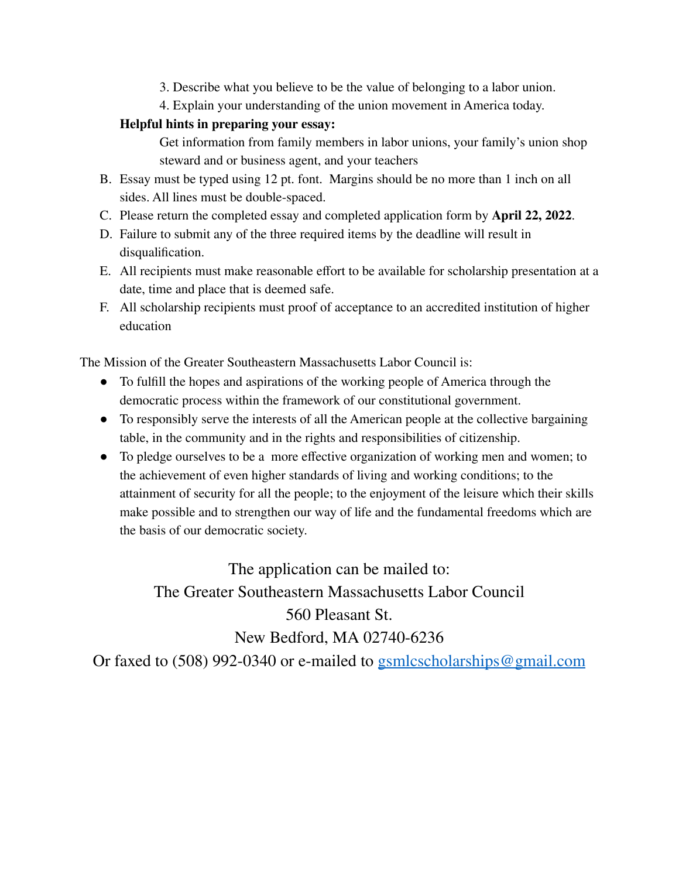3. Describe what you believe to be the value of belonging to a labor union.
4. Explain your understanding of the union movement in America today.

**Helpful hints in preparing your essay:**

Get information from family members in labor unions, your family's union shop steward and or business agent, and your teachers

B. Essay must be typed using 12 pt. font. Margins should be no more than 1 inch on all sides. All lines must be double-spaced.
C. Please return the completed essay and completed application form by **April 22, 2022**.
D. Failure to submit any of the three required items by the deadline will result in disqualification.
E. All recipients must make reasonable effort to be available for scholarship presentation at a date, time and place that is deemed safe.
F. All scholarship recipients must proof of acceptance to an accredited institution of higher education

The Mission of the Greater Southeastern Massachusetts Labor Council is:

- To fulfill the hopes and aspirations of the working people of America through the democratic process within the framework of our constitutional government.
- To responsibly serve the interests of all the American people at the collective bargaining table, in the community and in the rights and responsibilities of citizenship.
- To pledge ourselves to be a more effective organization of working men and women; to the achievement of even higher standards of living and working conditions; to the attainment of security for all the people; to the enjoyment of the leisure which their skills make possible and to strengthen our way of life and the fundamental freedoms which are the basis of our democratic society.

The application can be mailed to:
The Greater Southeastern Massachusetts Labor Council
560 Pleasant St.
New Bedford, MA 02740-6236
Or faxed to (508) 992-0340 or e-mailed to gsmlcscholarships@gmail.com